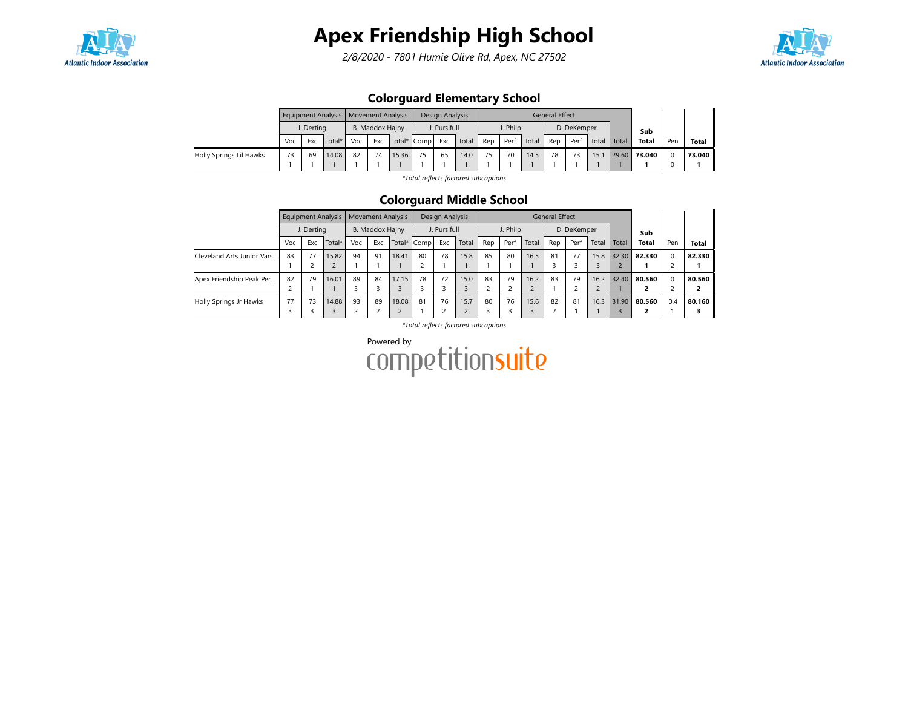# Apex Friendship High School

*2/8/2020 - 7801 Humie Olive Rd, Apex, NC 27502*

## Colorguard Elementary School

| | Equipment Analysis | | | Movement Analysis | | | Design Analysis | | | General Effect | | | | | | | Sub Total | Pen | Total |
|---|---|---|---|---|---|---|---|---|---|---|---|---|---|---|---|---|---|---|---|
| | J. Derting | | | B. Maddox Hajny | | | J. Pursifull | | | J. Philp | | | D. DeKemper | | | | | | |
| | Voc | Exc | Total* | Voc | Exc | Total* | Comp | Exc | Total | Rep | Perf | Total | Rep | Perf | Total | Total | | | |
| Holly Springs Lil Hawks | 73<br>1 | 69<br>1 | 14.08<br>1 | 82<br>1 | 74<br>1 | 15.36<br>1 | 75<br>1 | 65<br>1 | 14.0<br>1 | 75<br>1 | 70<br>1 | 14.5<br>1 | 78<br>1 | 73<br>1 | 15.1<br>1 | 29.60<br>1 | **73.040**<br>**1** | 0<br>0 | **73.040**<br>**1** |

*\*Total reflects factored subcaptions*

## Colorguard Middle School

| | Equipment Analysis | | | Movement Analysis | | | Design Analysis | | | General Effect | | | | | | | Sub Total | Pen | Total |
|---|---|---|---|---|---|---|---|---|---|---|---|---|---|---|---|---|---|---|---|
| | J. Derting | | | B. Maddox Hajny | | | J. Pursifull | | | J. Philp | | | D. DeKemper | | | | | | |
| | Voc | Exc | Total* | Voc | Exc | Total* | Comp | Exc | Total | Rep | Perf | Total | Rep | Perf | Total | Total | | | |
| Cleveland Arts Junior Vars... | 83<br>1 | 77<br>2 | 15.82<br>2 | 94<br>1 | 91<br>1 | 18.41<br>1 | 80<br>2 | 78<br>1 | 15.8<br>1 | 85<br>1 | 80<br>1 | 16.5<br>1 | 81<br>3 | 77<br>3 | 15.8<br>3 | 32.30<br>2 | **82.330**<br>**1** | 0<br>2 | **82.330**<br>**1** |
| Apex Friendship Peak Per... | 82<br>2 | 79<br>1 | 16.01<br>1 | 89<br>3 | 84<br>3 | 17.15<br>3 | 78<br>3 | 72<br>3 | 15.0<br>3 | 83<br>2 | 79<br>2 | 16.2<br>2 | 83<br>1 | 79<br>2 | 16.2<br>2 | 32.40<br>1 | **80.560**<br>**2** | 0<br>2 | **80.560**<br>**2** |
| Holly Springs Jr Hawks | 77<br>3 | 73<br>3 | 14.88<br>3 | 93<br>2 | 89<br>2 | 18.08<br>2 | 81<br>1 | 76<br>2 | 15.7<br>2 | 80<br>3 | 76<br>3 | 15.6<br>3 | 82<br>2 | 81<br>1 | 16.3<br>1 | 31.90<br>3 | **80.560**<br>**2** | 0.4<br>1 | **80.160**<br>**3** |

*\*Total reflects factored subcaptions*

Powered by competitionsuite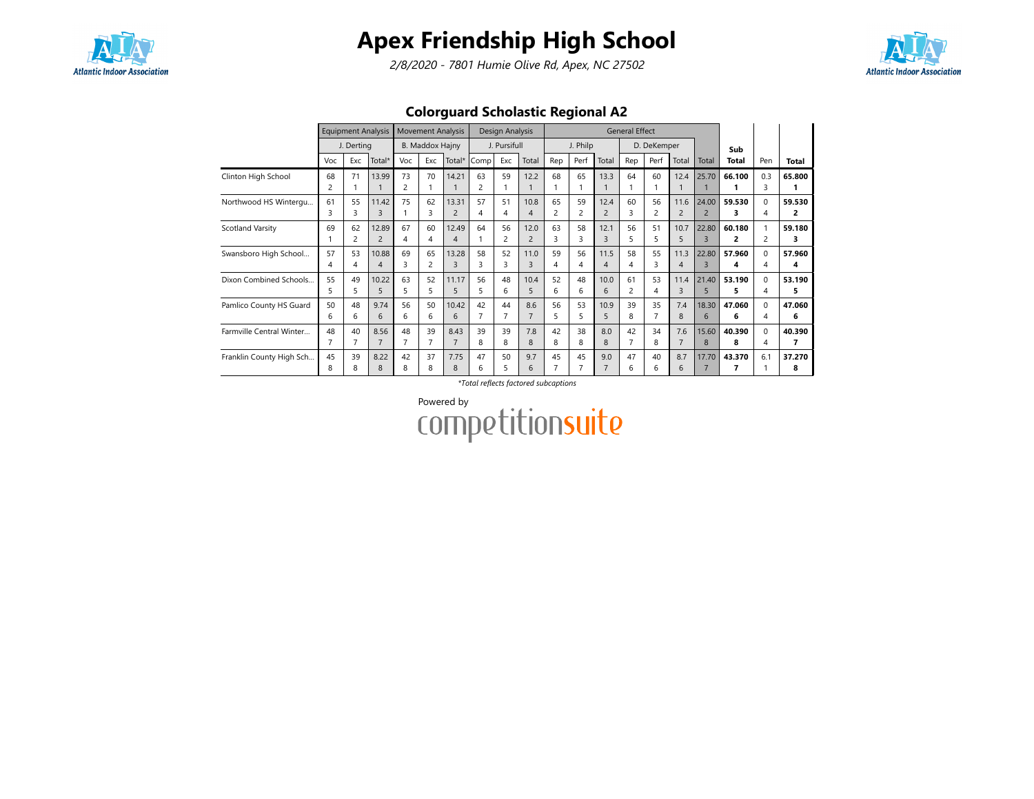# Apex Friendship High School

*2/8/2020 - 7801 Humie Olive Rd, Apex, NC 27502*

## Colorguard Scholastic Regional A2

| | Equipment Analysis | | | Movement Analysis | | | Design Analysis | | | General Effect | | | | | | | | | |
|---|---|---|---|---|---|---|---|---|---|---|---|---|---|---|---|---|---|---|---|
| | J. Derting | | | B. Maddox Hajny | | | J. Pursifull | | | J. Philp | | | D. DeKemper | | | | | | |
| | Voc | Exc | Total* | Voc | Exc | Total* | Comp | Exc | Total | Rep | Perf | Total | Rep | Perf | Total | Total | Sub Total | Pen | Total |
| Clinton High School | 68<br>2 | 71<br>1 | 13.99<br>1 | 73<br>2 | 70<br>1 | 14.21<br>1 | 63<br>2 | 59<br>1 | 12.2<br>1 | 68<br>1 | 65<br>1 | 13.3<br>1 | 64<br>1 | 60<br>1 | 12.4<br>1 | 25.70<br>1 | **66.100<br>1** | 0.3<br>3 | **65.800<br>1** |
| Northwood HS Wintergu... | 61<br>3 | 55<br>3 | 11.42<br>3 | 75<br>1 | 62<br>3 | 13.31<br>2 | 57<br>4 | 51<br>4 | 10.8<br>4 | 65<br>2 | 59<br>2 | 12.4<br>2 | 60<br>3 | 56<br>2 | 11.6<br>2 | 24.00<br>2 | **59.530<br>3** | 0<br>4 | **59.530<br>2** |
| Scotland Varsity | 69<br>1 | 62<br>2 | 12.89<br>2 | 67<br>4 | 60<br>4 | 12.49<br>4 | 64<br>1 | 56<br>2 | 12.0<br>2 | 63<br>3 | 58<br>3 | 12.1<br>3 | 56<br>5 | 51<br>5 | 10.7<br>5 | 22.80<br>3 | **60.180<br>2** | 1<br>2 | **59.180<br>3** |
| Swansboro High School... | 57<br>4 | 53<br>4 | 10.88<br>4 | 69<br>3 | 65<br>2 | 13.28<br>3 | 58<br>3 | 52<br>3 | 11.0<br>3 | 59<br>4 | 56<br>4 | 11.5<br>4 | 58<br>4 | 55<br>3 | 11.3<br>4 | 22.80<br>3 | **57.960<br>4** | 0<br>4 | **57.960<br>4** |
| Dixon Combined Schools... | 55<br>5 | 49<br>5 | 10.22<br>5 | 63<br>5 | 52<br>5 | 11.17<br>5 | 56<br>5 | 48<br>6 | 10.4<br>5 | 52<br>6 | 48<br>6 | 10.0<br>6 | 61<br>2 | 53<br>4 | 11.4<br>3 | 21.40<br>5 | **53.190<br>5** | 0<br>4 | **53.190<br>5** |
| Pamlico County HS Guard | 50<br>6 | 48<br>6 | 9.74<br>6 | 56<br>6 | 50<br>6 | 10.42<br>6 | 42<br>7 | 44<br>7 | 8.6<br>7 | 56<br>5 | 53<br>5 | 10.9<br>5 | 39<br>8 | 35<br>7 | 7.4<br>8 | 18.30<br>6 | **47.060<br>6** | 0<br>4 | **47.060<br>6** |
| Farmville Central Winter... | 48<br>7 | 40<br>7 | 8.56<br>7 | 48<br>7 | 39<br>7 | 8.43<br>7 | 39<br>8 | 39<br>8 | 7.8<br>8 | 42<br>8 | 38<br>8 | 8.0<br>8 | 42<br>7 | 34<br>8 | 7.6<br>7 | 15.60<br>8 | **40.390<br>8** | 0<br>4 | **40.390<br>7** |
| Franklin County High Sch... | 45<br>8 | 39<br>8 | 8.22<br>8 | 42<br>8 | 37<br>8 | 7.75<br>8 | 47<br>6 | 50<br>5 | 9.7<br>6 | 45<br>7 | 45<br>7 | 9.0<br>7 | 47<br>6 | 40<br>6 | 8.7<br>6 | 17.70<br>7 | **43.370<br>7** | 6.1<br>1 | **37.270<br>8** |

*\*Total reflects factored subcaptions*

Powered by competitionsuite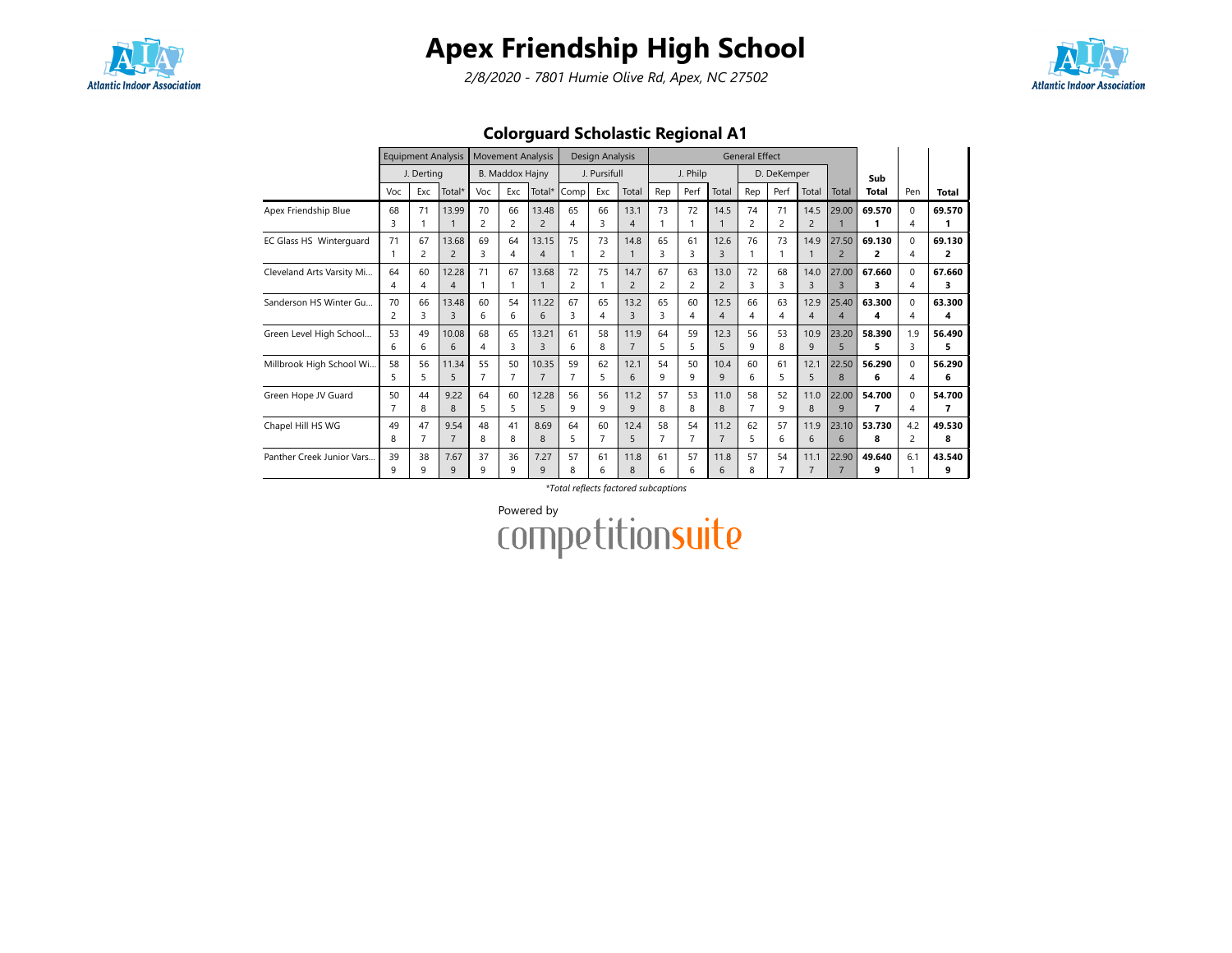# Apex Friendship High School

*2/8/2020 - 7801 Humie Olive Rd, Apex, NC 27502*

## Colorguard Scholastic Regional A1

| | Equipment Analysis | | | Movement Analysis | | | Design Analysis | | | General Effect | | | | | | | | Sub | | |
|---|---|---|---|---|---|---|---|---|---|---|---|---|---|---|---|---|---|---|---|---|
| | J. Derting | | | B. Maddox Hajny | | | J. Pursifull | | | J. Philp | | | D. DeKemper | | | | | | | |
| | Voc | Exc | Total* | Voc | Exc | Total* | Comp | Exc | Total | Rep | Perf | Total | Rep | Perf | Total | Total | | Total | Pen | Total |
| Apex Friendship Blue | 68 3 | 71 1 | 13.99 1 | 70 2 | 66 2 | 13.48 2 | 65 4 | 66 3 | 13.1 4 | 73 1 | 72 1 | 14.5 1 | 74 2 | 71 2 | 14.5 2 | 29.00 1 | | **69.570 1** | 0 4 | **69.570 1** |
| EC Glass HS Winterguard | 71 1 | 67 2 | 13.68 2 | 69 3 | 64 4 | 13.15 4 | 75 1 | 73 2 | 14.8 1 | 65 3 | 61 3 | 12.6 3 | 76 1 | 73 1 | 14.9 1 | 27.50 2 | | **69.130 2** | 0 4 | **69.130 2** |
| Cleveland Arts Varsity Mi... | 64 4 | 60 4 | 12.28 4 | 71 1 | 67 1 | 13.68 1 | 72 2 | 75 1 | 14.7 2 | 67 2 | 63 2 | 13.0 2 | 72 3 | 68 3 | 14.0 3 | 27.00 3 | | **67.660 3** | 0 4 | **67.660 3** |
| Sanderson HS Winter Gu... | 70 2 | 66 3 | 13.48 3 | 60 6 | 54 6 | 11.22 6 | 67 3 | 65 4 | 13.2 3 | 65 3 | 60 4 | 12.5 4 | 66 4 | 63 4 | 12.9 4 | 25.40 4 | | **63.300 4** | 0 4 | **63.300 4** |
| Green Level High School... | 53 6 | 49 6 | 10.08 6 | 68 4 | 65 3 | 13.21 3 | 61 6 | 58 8 | 11.9 7 | 64 5 | 59 5 | 12.3 5 | 56 9 | 53 8 | 10.9 9 | 23.20 5 | | **58.390 5** | 1.9 3 | **56.490 5** |
| Millbrook High School Wi... | 58 5 | 56 5 | 11.34 5 | 55 7 | 50 7 | 10.35 7 | 59 7 | 62 5 | 12.1 6 | 54 9 | 50 9 | 10.4 9 | 60 6 | 61 5 | 12.1 5 | 22.50 8 | | **56.290 6** | 0 4 | **56.290 6** |
| Green Hope JV Guard | 50 7 | 44 8 | 9.22 8 | 64 5 | 60 5 | 12.28 5 | 56 9 | 56 9 | 11.2 9 | 57 8 | 53 8 | 11.0 8 | 58 7 | 52 9 | 11.0 8 | 22.00 9 | | **54.700 7** | 0 4 | **54.700 7** |
| Chapel Hill HS WG | 49 8 | 47 7 | 9.54 7 | 48 8 | 41 8 | 8.69 8 | 64 5 | 60 7 | 12.4 5 | 58 7 | 54 7 | 11.2 7 | 62 5 | 57 6 | 11.9 6 | 23.10 6 | | **53.730 8** | 4.2 2 | **49.530 8** |
| Panther Creek Junior Vars... | 39 9 | 38 9 | 7.67 9 | 37 9 | 36 9 | 7.27 9 | 57 8 | 61 6 | 11.8 8 | 61 6 | 57 6 | 11.8 6 | 57 8 | 54 7 | 11.1 7 | 22.90 7 | | **49.640 9** | 6.1 1 | **43.540 9** |

*\*Total reflects factored subcaptions*

Powered by competitionsuite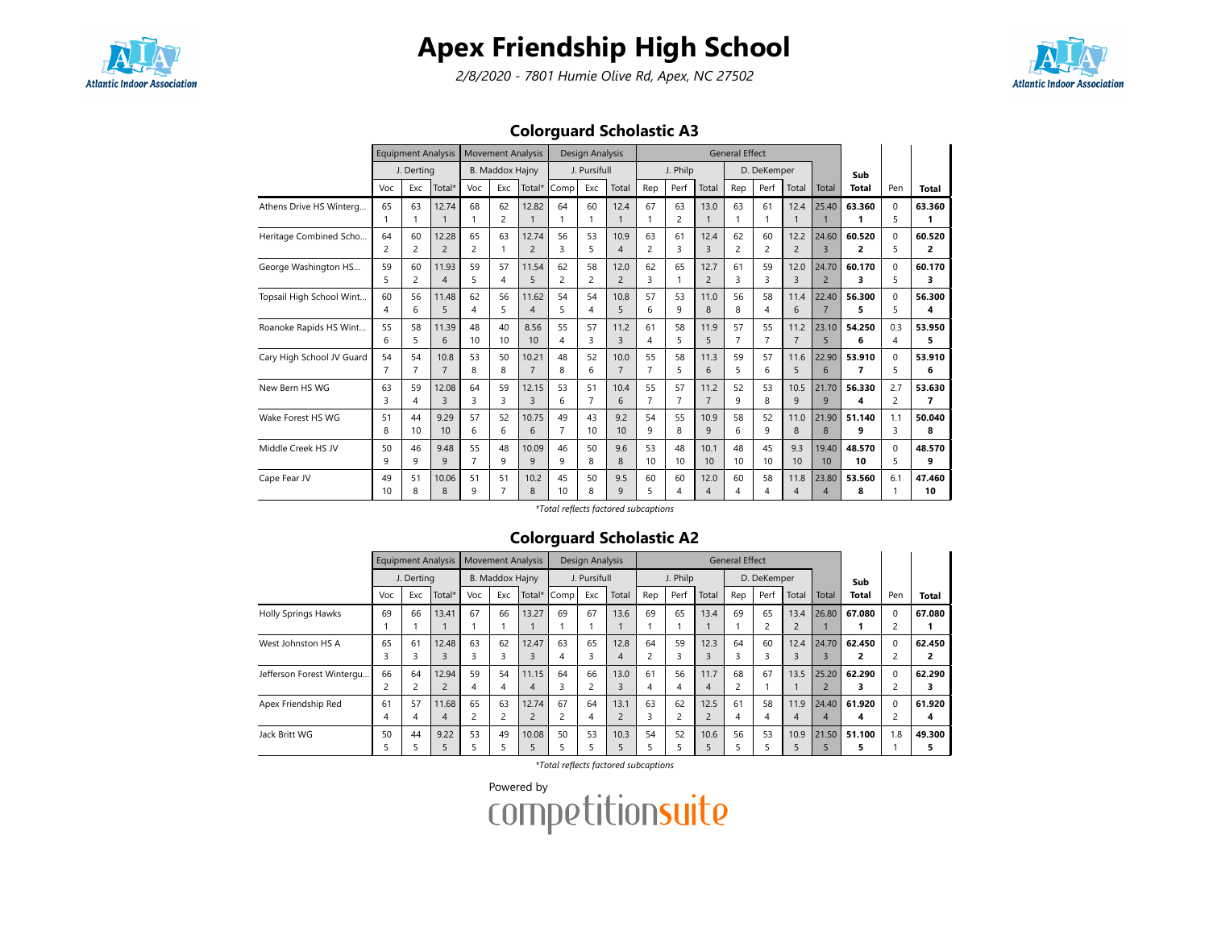# Apex Friendship High School

*2/8/2020 - 7801 Humie Olive Rd, Apex, NC 27502*

## Colorguard Scholastic A3

| | Equipment Analysis | | | Movement Analysis | | | Design Analysis | | | General Effect | | | | | | | | | |
|---|---|---|---|---|---|---|---|---|---|---|---|---|---|---|---|---|---|---|---|
| | J. Derting | | | B. Maddox Hajny | | | J. Pursifull | | | J. Philp | | | D. DeKemper | | | | Sub | | |
| | Voc | Exc | Total* | Voc | Exc | Total* | Comp | Exc | Total | Rep | Perf | Total | Rep | Perf | Total | Total | Total | Pen | Total |
| Athens Drive HS Winterg... | 65<br>1 | 63<br>1 | 12.74<br>1 | 68<br>1 | 62<br>2 | 12.82<br>1 | 64<br>1 | 60<br>1 | 12.4<br>1 | 67<br>1 | 63<br>2 | 13.0<br>1 | 63<br>1 | 61<br>1 | 12.4<br>1 | 25.40<br>1 | 63.360<br>1 | 0<br>5 | 63.360<br>1 |
| Heritage Combined Scho... | 64<br>2 | 60<br>2 | 12.28<br>2 | 65<br>2 | 63<br>1 | 12.74<br>2 | 56<br>3 | 53<br>5 | 10.9<br>4 | 63<br>2 | 61<br>3 | 12.4<br>3 | 62<br>2 | 60<br>2 | 12.2<br>2 | 24.60<br>3 | 60.520<br>2 | 0<br>5 | 60.520<br>2 |
| George Washington HS... | 59<br>5 | 60<br>2 | 11.93<br>4 | 59<br>5 | 57<br>4 | 11.54<br>5 | 62<br>2 | 58<br>2 | 12.0<br>2 | 62<br>3 | 65<br>1 | 12.7<br>2 | 61<br>3 | 59<br>3 | 12.0<br>3 | 24.70<br>2 | 60.170<br>3 | 0<br>5 | 60.170<br>3 |
| Topsail High School Wint... | 60<br>4 | 56<br>6 | 11.48<br>5 | 62<br>4 | 56<br>5 | 11.62<br>4 | 54<br>5 | 54<br>4 | 10.8<br>5 | 57<br>6 | 53<br>9 | 11.0<br>8 | 56<br>8 | 58<br>4 | 11.4<br>6 | 22.40<br>7 | 56.300<br>5 | 0<br>5 | 56.300<br>4 |
| Roanoke Rapids HS Wint... | 55<br>6 | 58<br>5 | 11.39<br>6 | 48<br>10 | 40<br>10 | 8.56<br>10 | 55<br>4 | 57<br>3 | 11.2<br>3 | 61<br>4 | 58<br>5 | 11.9<br>5 | 57<br>7 | 55<br>7 | 11.2<br>7 | 23.10<br>5 | 54.250<br>6 | 0.3<br>4 | 53.950<br>5 |
| Cary High School JV Guard | 54<br>7 | 54<br>7 | 10.8<br>7 | 53<br>8 | 50<br>8 | 10.21<br>7 | 48<br>8 | 52<br>6 | 10.0<br>7 | 55<br>7 | 58<br>5 | 11.3<br>6 | 59<br>5 | 57<br>6 | 11.6<br>5 | 22.90<br>6 | 53.910<br>7 | 0<br>5 | 53.910<br>6 |
| New Bern HS WG | 63<br>3 | 59<br>4 | 12.08<br>3 | 64<br>3 | 59<br>3 | 12.15<br>3 | 53<br>6 | 51<br>7 | 10.4<br>6 | 55<br>7 | 57<br>7 | 11.2<br>7 | 52<br>9 | 53<br>8 | 10.5<br>9 | 21.70<br>9 | 56.330<br>4 | 2.7<br>2 | 53.630<br>7 |
| Wake Forest HS WG | 51<br>8 | 44<br>10 | 9.29<br>10 | 57<br>6 | 52<br>6 | 10.75<br>6 | 49<br>7 | 43<br>10 | 9.2<br>10 | 54<br>9 | 55<br>8 | 10.9<br>9 | 58<br>6 | 52<br>9 | 11.0<br>8 | 21.90<br>8 | 51.140<br>9 | 1.1<br>3 | 50.040<br>8 |
| Middle Creek HS JV | 50<br>9 | 46<br>9 | 9.48<br>9 | 55<br>7 | 48<br>9 | 10.09<br>9 | 46<br>9 | 50<br>8 | 9.6<br>8 | 53<br>10 | 48<br>10 | 10.1<br>10 | 48<br>10 | 45<br>10 | 9.3<br>10 | 19.40<br>10 | 48.570<br>10 | 0<br>5 | 48.570<br>9 |
| Cape Fear JV | 49<br>10 | 51<br>8 | 10.06<br>8 | 51<br>9 | 51<br>7 | 10.2<br>8 | 45<br>10 | 50<br>8 | 9.5<br>9 | 60<br>5 | 60<br>4 | 12.0<br>4 | 60<br>4 | 58<br>4 | 11.8<br>4 | 23.80<br>4 | 53.560<br>8 | 6.1<br>1 | 47.460<br>10 |

*Total reflects factored subcaptions

## Colorguard Scholastic A2

| | Equipment Analysis | | | Movement Analysis | | | Design Analysis | | | General Effect | | | | | | | | | |
|---|---|---|---|---|---|---|---|---|---|---|---|---|---|---|---|---|---|---|---|
| | J. Derting | | | B. Maddox Hajny | | | J. Pursifull | | | J. Philp | | | D. DeKemper | | | | Sub | | |
| | Voc | Exc | Total* | Voc | Exc | Total* | Comp | Exc | Total | Rep | Perf | Total | Rep | Perf | Total | Total | Total | Pen | Total |
| Holly Springs Hawks | 69<br>1 | 66<br>1 | 13.41<br>1 | 67<br>1 | 66<br>1 | 13.27<br>1 | 69<br>1 | 67<br>1 | 13.6<br>1 | 69<br>1 | 65<br>1 | 13.4<br>1 | 69<br>1 | 65<br>2 | 13.4<br>2 | 26.80<br>1 | 67.080<br>1 | 0<br>2 | 67.080<br>1 |
| West Johnston HS A | 65<br>3 | 61<br>3 | 12.48<br>3 | 63<br>3 | 62<br>3 | 12.47<br>3 | 63<br>4 | 65<br>3 | 12.8<br>4 | 64<br>2 | 59<br>3 | 12.3<br>3 | 64<br>3 | 60<br>3 | 12.4<br>3 | 24.70<br>3 | 62.450<br>2 | 0<br>2 | 62.450<br>2 |
| Jefferson Forest Wintergu... | 66<br>2 | 64<br>2 | 12.94<br>2 | 59<br>4 | 54<br>4 | 11.15<br>4 | 64<br>3 | 66<br>2 | 13.0<br>3 | 61<br>4 | 56<br>4 | 11.7<br>4 | 68<br>2 | 67<br>1 | 13.5<br>1 | 25.20<br>2 | 62.290<br>3 | 0<br>2 | 62.290<br>3 |
| Apex Friendship Red | 61<br>4 | 57<br>4 | 11.68<br>4 | 65<br>2 | 63<br>2 | 12.74<br>2 | 67<br>2 | 64<br>4 | 13.1<br>2 | 63<br>3 | 62<br>2 | 12.5<br>2 | 61<br>4 | 58<br>4 | 11.9<br>4 | 24.40<br>4 | 61.920<br>4 | 0<br>2 | 61.920<br>4 |
| Jack Britt WG | 50<br>5 | 44<br>5 | 9.22<br>5 | 53<br>5 | 49<br>5 | 10.08<br>5 | 50<br>5 | 53<br>5 | 10.3<br>5 | 54<br>5 | 52<br>5 | 10.6<br>5 | 56<br>5 | 53<br>5 | 10.9<br>5 | 21.50<br>5 | 51.100<br>5 | 1.8<br>1 | 49.300<br>5 |

*Total reflects factored subcaptions

Powered by competitionsuite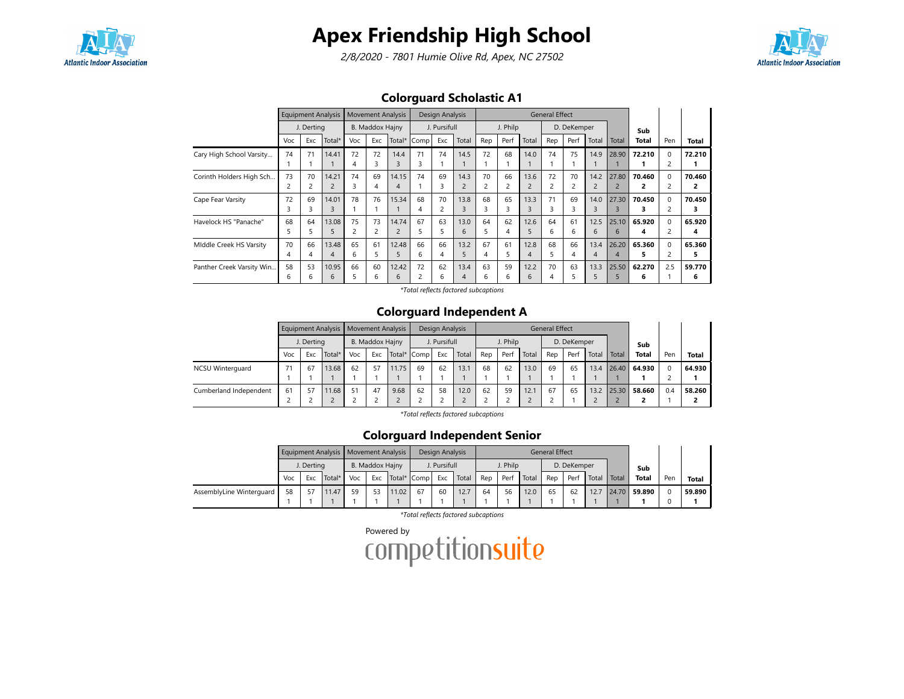# Apex Friendship High School

*2/8/2020 - 7801 Humie Olive Rd, Apex, NC 27502*

## Colorguard Scholastic A1

| | Equipment Analysis | | | Movement Analysis | | | Design Analysis | | | General Effect | | | | | | | | Sub Total | Pen | Total |
|---|---|---|---|---|---|---|---|---|---|---|---|---|---|---|---|---|---|---|---|---|
| | J. Derting | | | B. Maddox Hajny | | | J. Pursifull | | | J. Philp | | | D. DeKemper | | | | | | | |
| | Voc | Exc | Total* | Voc | Exc | Total* | Comp | Exc | Total | Rep | Perf | Total | Rep | Perf | Total | Total | | | | |
| Cary High School Varsity... | 74<br>1 | 71<br>1 | 14.41<br>1 | 72<br>4 | 72<br>3 | 14.4<br>3 | 71<br>3 | 74<br>1 | 14.5<br>1 | 72<br>1 | 68<br>1 | 14.0<br>1 | 74<br>1 | 75<br>1 | 14.9<br>1 | 28.90<br>1 | | 72.210<br>1 | 0<br>2 | 72.210<br>1 |
| Corinth Holders High Sch... | 73<br>2 | 70<br>2 | 14.21<br>2 | 74<br>3 | 69<br>4 | 14.15<br>4 | 74<br>1 | 69<br>3 | 14.3<br>2 | 70<br>2 | 66<br>2 | 13.6<br>2 | 72<br>2 | 70<br>2 | 14.2<br>2 | 27.80<br>2 | | 70.460<br>2 | 0<br>2 | 70.460<br>2 |
| Cape Fear Varsity | 72<br>3 | 69<br>3 | 14.01<br>3 | 78<br>1 | 76<br>1 | 15.34<br>1 | 68<br>4 | 70<br>2 | 13.8<br>3 | 68<br>3 | 65<br>3 | 13.3<br>3 | 71<br>3 | 69<br>3 | 14.0<br>3 | 27.30<br>3 | | 70.450<br>3 | 0<br>2 | 70.450<br>3 |
| Havelock HS "Panache" | 68<br>5 | 64<br>5 | 13.08<br>5 | 75<br>2 | 73<br>2 | 14.74<br>2 | 67<br>5 | 63<br>5 | 13.0<br>6 | 64<br>5 | 62<br>4 | 12.6<br>5 | 64<br>6 | 61<br>6 | 12.5<br>6 | 25.10<br>6 | | 65.920<br>4 | 0<br>2 | 65.920<br>4 |
| MIddle Creek HS Varsity | 70<br>4 | 66<br>4 | 13.48<br>4 | 65<br>6 | 61<br>5 | 12.48<br>5 | 66<br>6 | 66<br>4 | 13.2<br>5 | 67<br>4 | 61<br>5 | 12.8<br>4 | 68<br>5 | 66<br>4 | 13.4<br>4 | 26.20<br>4 | | 65.360<br>5 | 0<br>2 | 65.360<br>5 |
| Panther Creek Varsity Win... | 58<br>6 | 53<br>6 | 10.95<br>6 | 66<br>5 | 60<br>6 | 12.42<br>6 | 72<br>2 | 62<br>6 | 13.4<br>4 | 63<br>6 | 59<br>6 | 12.2<br>6 | 70<br>4 | 63<br>5 | 13.3<br>5 | 25.50<br>5 | | 62.270<br>6 | 2.5<br>1 | 59.770<br>6 |

*Total reflects factored subcaptions

## Colorguard Independent A

| | Equipment Analysis | | | Movement Analysis | | | Design Analysis | | | General Effect | | | | | | | | Sub Total | Pen | Total |
|---|---|---|---|---|---|---|---|---|---|---|---|---|---|---|---|---|---|---|---|---|
| | J. Derting | | | B. Maddox Hajny | | | J. Pursifull | | | J. Philp | | | D. DeKemper | | | | | | | |
| | Voc | Exc | Total* | Voc | Exc | Total* | Comp | Exc | Total | Rep | Perf | Total | Rep | Perf | Total | Total | | | | |
| NCSU Winterguard | 71<br>1 | 67<br>1 | 13.68<br>1 | 62<br>1 | 57<br>1 | 11.75<br>1 | 69<br>1 | 62<br>1 | 13.1<br>1 | 68<br>1 | 62<br>1 | 13.0<br>1 | 69<br>1 | 65<br>1 | 13.4<br>1 | 26.40<br>1 | | 64.930<br>1 | 0<br>2 | 64.930<br>1 |
| Cumberland Independent | 61<br>2 | 57<br>2 | 11.68<br>2 | 51<br>2 | 47<br>2 | 9.68<br>2 | 62<br>2 | 58<br>2 | 12.0<br>2 | 62<br>2 | 59<br>2 | 12.1<br>2 | 67<br>2 | 65<br>1 | 13.2<br>2 | 25.30<br>2 | | 58.660<br>2 | 0.4<br>1 | 58.260<br>2 |

*Total reflects factored subcaptions

## Colorguard Independent Senior

| | Equipment Analysis | | | Movement Analysis | | | Design Analysis | | | General Effect | | | | | | | | Sub Total | Pen | Total |
|---|---|---|---|---|---|---|---|---|---|---|---|---|---|---|---|---|---|---|---|---|
| | J. Derting | | | B. Maddox Hajny | | | J. Pursifull | | | J. Philp | | | D. DeKemper | | | | | | | |
| | Voc | Exc | Total* | Voc | Exc | Total* | Comp | Exc | Total | Rep | Perf | Total | Rep | Perf | Total | Total | | | | |
| AssemblyLine Winterguard | 58<br>1 | 57<br>1 | 11.47<br>1 | 59<br>1 | 53<br>1 | 11.02<br>1 | 67<br>1 | 60<br>1 | 12.7<br>1 | 64<br>1 | 56<br>1 | 12.0<br>1 | 65<br>1 | 62<br>1 | 12.7<br>1 | 24.70<br>1 | | 59.890<br>1 | 0<br>0 | 59.890<br>1 |

*Total reflects factored subcaptions

Powered by competitionsuite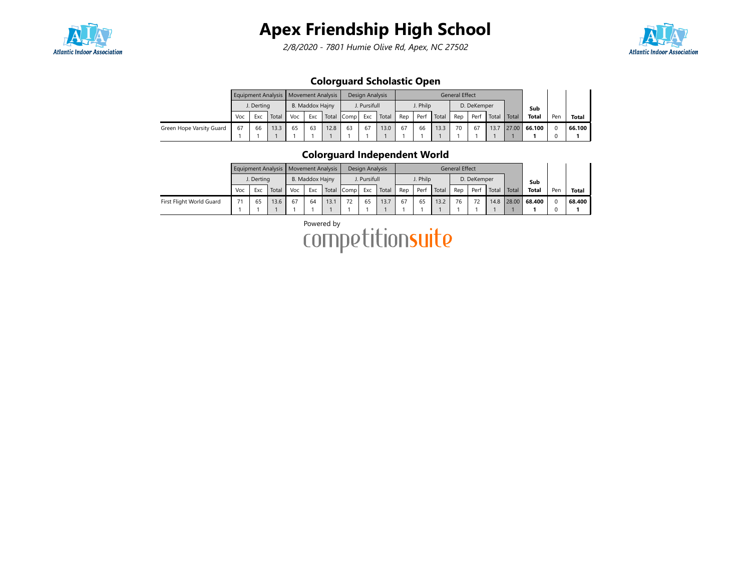# Apex Friendship High School

*2/8/2020 - 7801 Humie Olive Rd, Apex, NC 27502*

## Colorguard Scholastic Open

| | Equipment Analysis | | | Movement Analysis | | | Design Analysis | | | General Effect | | | | | | | Sub Total | Pen | Total |
|---|---|---|---|---|---|---|---|---|---|---|---|---|---|---|---|---|---|---|---|
| | J. Derting | | | B. Maddox Hajny | | | J. Pursifull | | | J. Philp | | | D. DeKemper | | | | | | |
| | Voc | Exc | Total | Voc | Exc | Total | Comp | Exc | Total | Rep | Perf | Total | Rep | Perf | Total | Total | | | |
| Green Hope Varsity Guard | 67 1 | 66 1 | 13.3 1 | 65 1 | 63 1 | 12.8 1 | 63 1 | 67 1 | 13.0 1 | 67 1 | 66 1 | 13.3 1 | 70 1 | 67 1 | 13.7 1 | 27.00 1 | **66.100 1** | 0 0 | **66.100 1** |

## Colorguard Independent World

| | Equipment Analysis | | | Movement Analysis | | | Design Analysis | | | General Effect | | | | | | | Sub Total | Pen | Total |
|---|---|---|---|---|---|---|---|---|---|---|---|---|---|---|---|---|---|---|---|
| | J. Derting | | | B. Maddox Hajny | | | J. Pursifull | | | J. Philp | | | D. DeKemper | | | | | | |
| | Voc | Exc | Total | Voc | Exc | Total | Comp | Exc | Total | Rep | Perf | Total | Rep | Perf | Total | Total | | | |
| First Flight World Guard | 71 1 | 65 1 | 13.6 1 | 67 1 | 64 1 | 13.1 1 | 72 1 | 65 1 | 13.7 1 | 67 1 | 65 1 | 13.2 1 | 76 1 | 72 1 | 14.8 1 | 28.00 1 | **68.400 1** | 0 0 | **68.400 1** |

Powered by competitionsuite